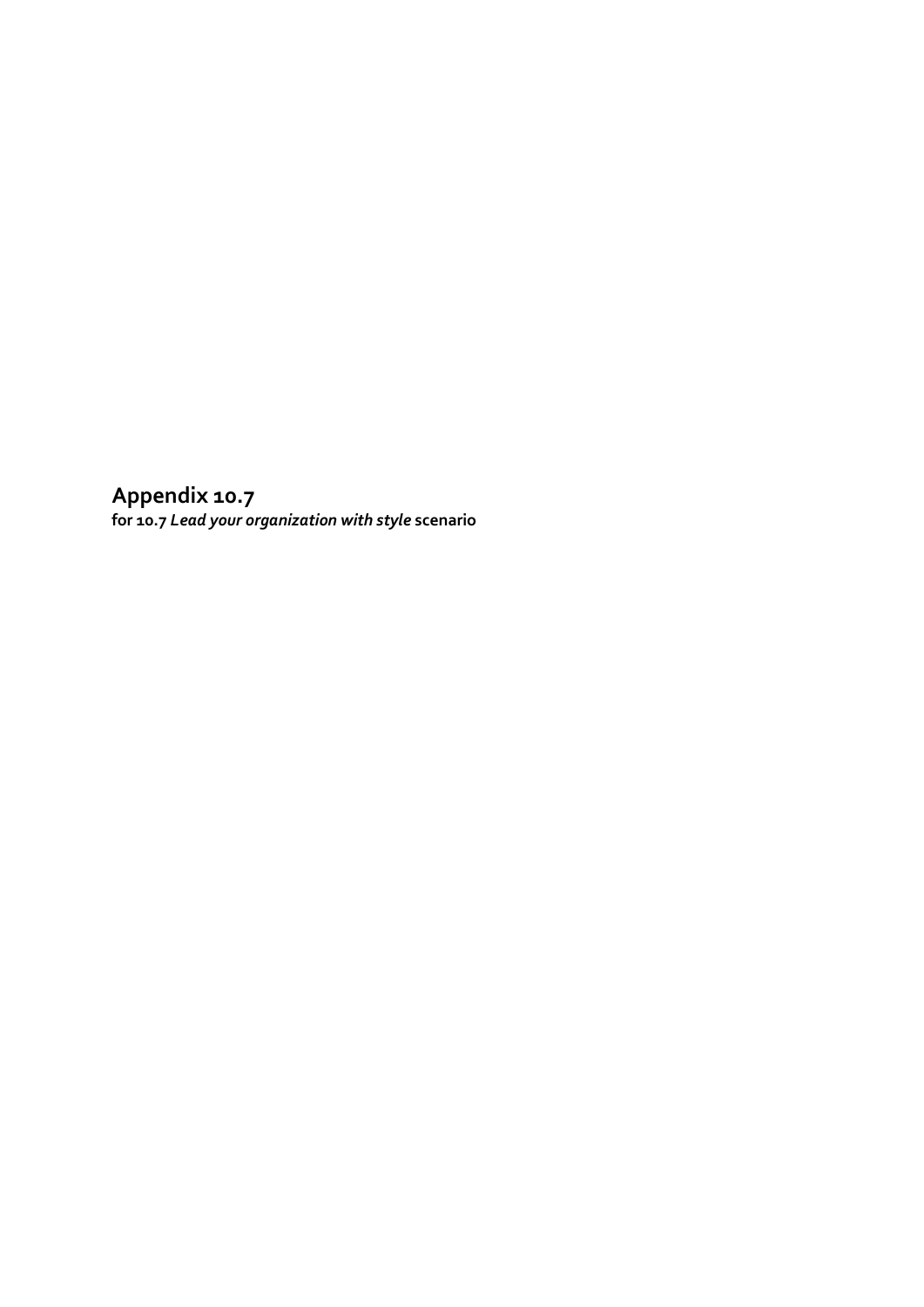# Appendix 10.7

**for 10.7 *Lead your organization with style* scenario**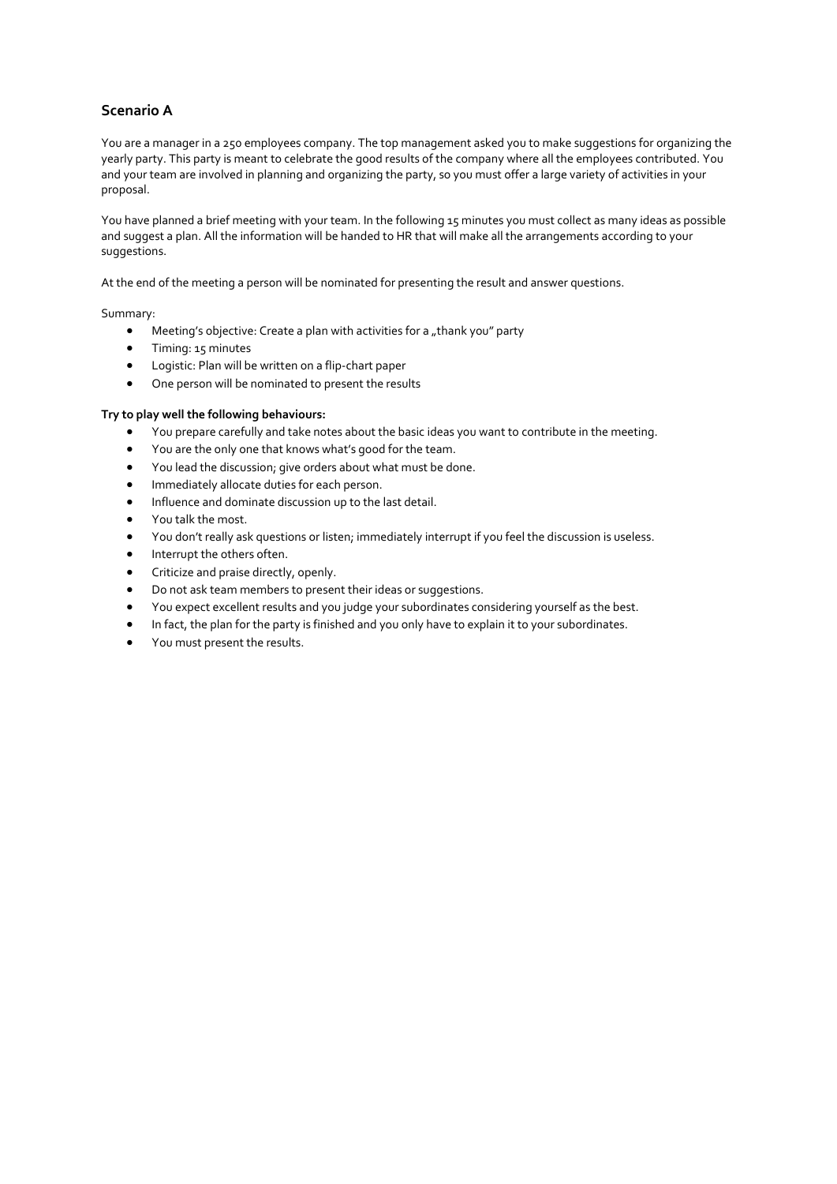## Scenario A

You are a manager in a 250 employees company. The top management asked you to make suggestions for organizing the yearly party. This party is meant to celebrate the good results of the company where all the employees contributed. You and your team are involved in planning and organizing the party, so you must offer a large variety of activities in your proposal.

You have planned a brief meeting with your team. In the following 15 minutes you must collect as many ideas as possible and suggest a plan. All the information will be handed to HR that will make all the arrangements according to your suggestions.

At the end of the meeting a person will be nominated for presenting the result and answer questions.

Summary:

- Meeting's objective: Create a plan with activities for a „thank you" party
- Timing: 15 minutes
- Logistic: Plan will be written on a flip-chart paper
- One person will be nominated to present the results

**Try to play well the following behaviours:**

- You prepare carefully and take notes about the basic ideas you want to contribute in the meeting.
- You are the only one that knows what's good for the team.
- You lead the discussion; give orders about what must be done.
- Immediately allocate duties for each person.
- Influence and dominate discussion up to the last detail.
- You talk the most.
- You don't really ask questions or listen; immediately interrupt if you feel the discussion is useless.
- Interrupt the others often.
- Criticize and praise directly, openly.
- Do not ask team members to present their ideas or suggestions.
- You expect excellent results and you judge your subordinates considering yourself as the best.
- In fact, the plan for the party is finished and you only have to explain it to your subordinates.
- You must present the results.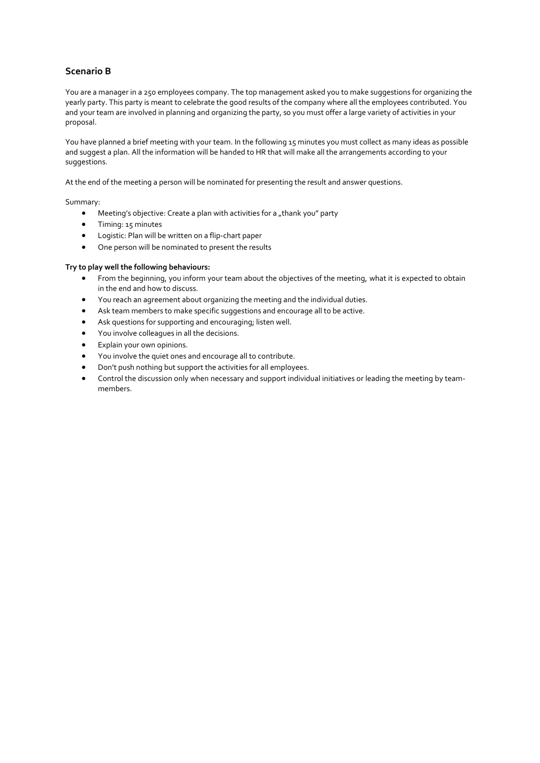## Scenario B

You are a manager in a 250 employees company. The top management asked you to make suggestions for organizing the yearly party. This party is meant to celebrate the good results of the company where all the employees contributed. You and your team are involved in planning and organizing the party, so you must offer a large variety of activities in your proposal.

You have planned a brief meeting with your team. In the following 15 minutes you must collect as many ideas as possible and suggest a plan. All the information will be handed to HR that will make all the arrangements according to your suggestions.

At the end of the meeting a person will be nominated for presenting the result and answer questions.

Summary:

- Meeting's objective: Create a plan with activities for a „thank you" party
- Timing: 15 minutes
- Logistic: Plan will be written on a flip-chart paper
- One person will be nominated to present the results

**Try to play well the following behaviours:**

- From the beginning, you inform your team about the objectives of the meeting, what it is expected to obtain in the end and how to discuss.
- You reach an agreement about organizing the meeting and the individual duties.
- Ask team members to make specific suggestions and encourage all to be active.
- Ask questions for supporting and encouraging; listen well.
- You involve colleagues in all the decisions.
- Explain your own opinions.
- You involve the quiet ones and encourage all to contribute.
- Don't push nothing but support the activities for all employees.
- Control the discussion only when necessary and support individual initiatives or leading the meeting by team-members.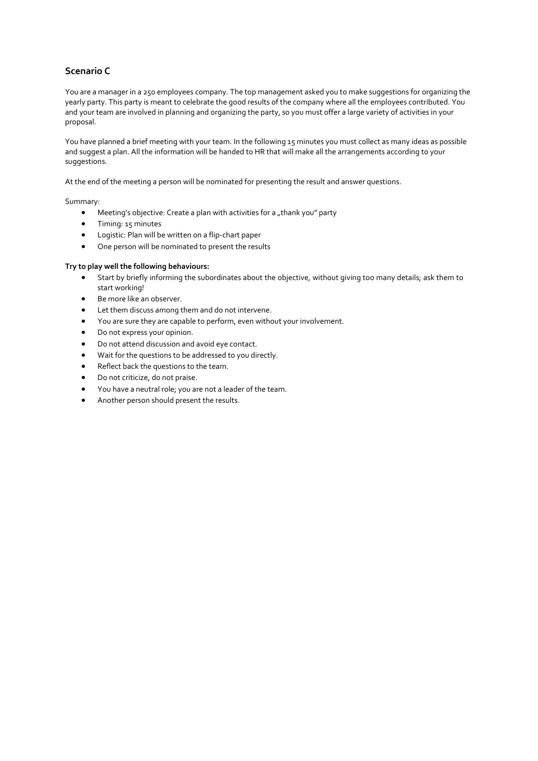## Scenario C

You are a manager in a 250 employees company. The top management asked you to make suggestions for organizing the yearly party. This party is meant to celebrate the good results of the company where all the employees contributed. You and your team are involved in planning and organizing the party, so you must offer a large variety of activities in your proposal.

You have planned a brief meeting with your team. In the following 15 minutes you must collect as many ideas as possible and suggest a plan. All the information will be handed to HR that will make all the arrangements according to your suggestions.

At the end of the meeting a person will be nominated for presenting the result and answer questions.

Summary:

- Meeting's objective: Create a plan with activities for a „thank you" party
- Timing: 15 minutes
- Logistic: Plan will be written on a flip-chart paper
- One person will be nominated to present the results

**Try to play well the following behaviours:**

- Start by briefly informing the subordinates about the objective, without giving too many details; ask them to start working!
- Be more like an observer.
- Let them discuss among them and do not intervene.
- You are sure they are capable to perform, even without your involvement.
- Do not express your opinion.
- Do not attend discussion and avoid eye contact.
- Wait for the questions to be addressed to you directly.
- Reflect back the questions to the team.
- Do not criticize, do not praise.
- You have a neutral role; you are not a leader of the team.
- Another person should present the results.